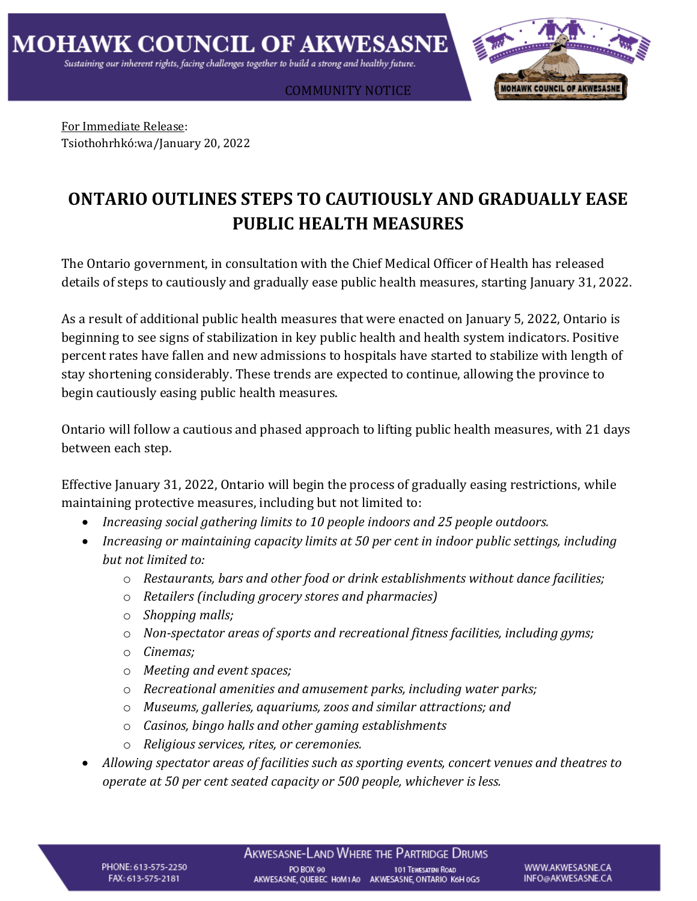MOHAWK COUNCIL OF AKWESASNE

*Sustaining our inherent rights, facing challenges together to build a strong and healthy future.*

COMMUNITY NOTICE

For Immediate Release:
Tsiothohrhkó:wa/January 20, 2022

# ONTARIO OUTLINES STEPS TO CAUTIOUSLY AND GRADUALLY EASE PUBLIC HEALTH MEASURES

The Ontario government, in consultation with the Chief Medical Officer of Health has released details of steps to cautiously and gradually ease public health measures, starting January 31, 2022.

As a result of additional public health measures that were enacted on January 5, 2022, Ontario is beginning to see signs of stabilization in key public health and health system indicators. Positive percent rates have fallen and new admissions to hospitals have started to stabilize with length of stay shortening considerably. These trends are expected to continue, allowing the province to begin cautiously easing public health measures.

Ontario will follow a cautious and phased approach to lifting public health measures, with 21 days between each step.

Effective January 31, 2022, Ontario will begin the process of gradually easing restrictions, while maintaining protective measures, including but not limited to:

- *Increasing social gathering limits to 10 people indoors and 25 people outdoors.*
- *Increasing or maintaining capacity limits at 50 per cent in indoor public settings, including but not limited to:*
    - *Restaurants, bars and other food or drink establishments without dance facilities;*
    - *Retailers (including grocery stores and pharmacies)*
    - *Shopping malls;*
    - *Non-spectator areas of sports and recreational fitness facilities, including gyms;*
    - *Cinemas;*
    - *Meeting and event spaces;*
    - *Recreational amenities and amusement parks, including water parks;*
    - *Museums, galleries, aquariums, zoos and similar attractions; and*
    - *Casinos, bingo halls and other gaming establishments*
    - *Religious services, rites, or ceremonies.*
- *Allowing spectator areas of facilities such as sporting events, concert venues and theatres to operate at 50 per cent seated capacity or 500 people, whichever is less.*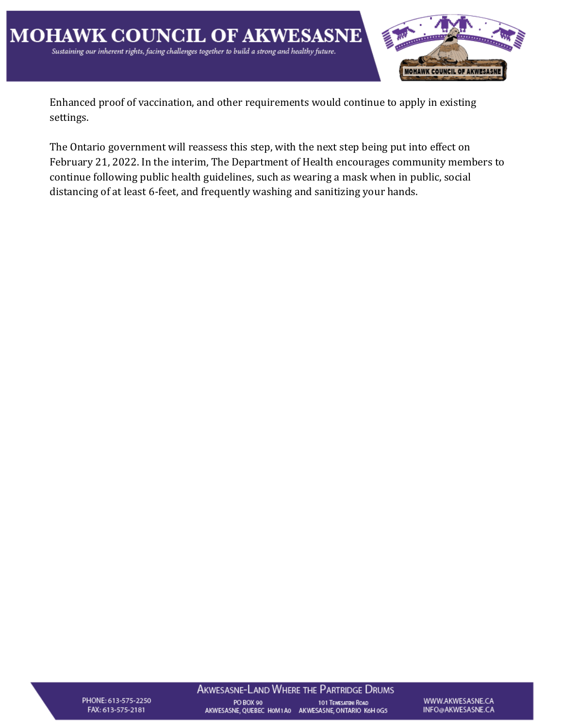Enhanced proof of vaccination, and other requirements would continue to apply in existing settings.

The Ontario government will reassess this step, with the next step being put into effect on February 21, 2022. In the interim, The Department of Health encourages community members to continue following public health guidelines, such as wearing a mask when in public, social distancing of at least 6-feet, and frequently washing and sanitizing your hands.